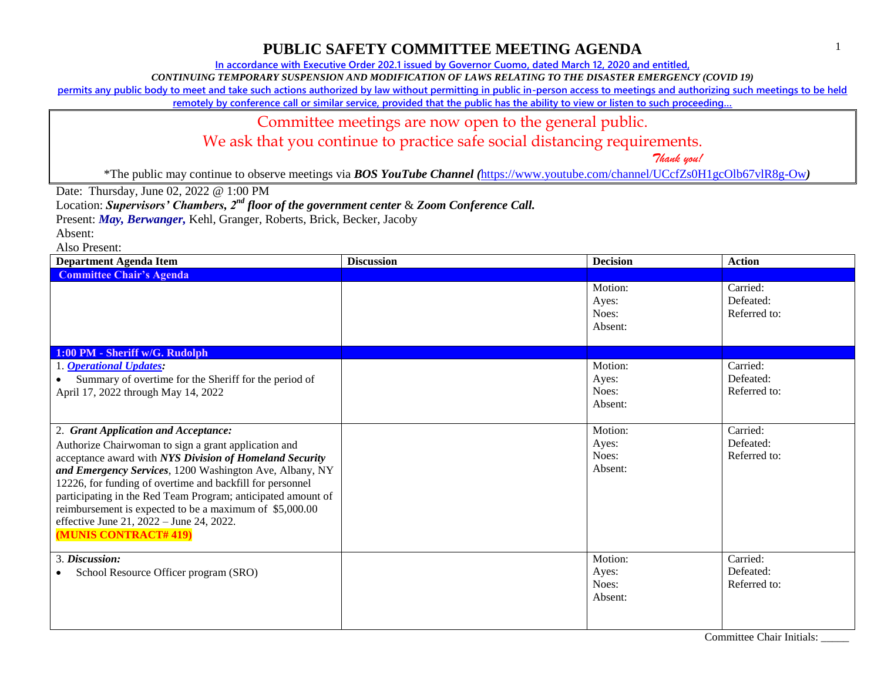# PUBLIC SAFETY COMMITTEE MEETING AGENDA

In accordance with Executive Order 202.1 issued by Governor Cuomo, dated March 12, 2020 and entitled,

*CONTINUING TEMPORARY SUSPENSION AND MODIFICATION OF LAWS RELATING TO THE DISASTER EMERGENCY (COVID 19)*

permits any public body to meet and take such actions authorized by law without permitting in public in-person access to meetings and authorizing such meetings to be held remotely by conference call or similar service, provided that the public has the ability to view or listen to such proceeding…

Committee meetings are now open to the general public.
We ask that you continue to practice safe social distancing requirements.
*Thank you!*

*The public may continue to observe meetings via ***BOS YouTube Channel (***https://www.youtube.com/channel/UCcfZs0H1gcOlb67vlR8g-Ow***)***

Date: Thursday, June 02, 2022 @ 1:00 PM

Location: ***Supervisors' Chambers, 2nd floor of the government center*** & ***Zoom Conference Call.***

Present: ***May, Berwanger,*** Kehl, Granger, Roberts, Brick, Becker, Jacoby

Absent:

Also Present:

| Department Agenda Item | Discussion | Decision | Action |
|---|---|---|---|
| **Committee Chair's Agenda** | | | |
| | | Motion:<br>Ayes:<br>Noes:<br>Absent: | Carried:<br>Defeated:<br>Referred to: |
| **1:00 PM - Sheriff w/G. Rudolph** | | | |
| 1. ***Operational Updates:***<br>• Summary of overtime for the Sheriff for the period of April 17, 2022 through May 14, 2022 | | Motion:<br>Ayes:<br>Noes:<br>Absent: | Carried:<br>Defeated:<br>Referred to: |
| 2. ***Grant Application and Acceptance:***<br>Authorize Chairwoman to sign a grant application and acceptance award with ***NYS Division of Homeland Security and Emergency Services***, 1200 Washington Ave, Albany, NY 12226, for funding of overtime and backfill for personnel participating in the Red Team Program; anticipated amount of reimbursement is expected to be a maximum of $5,000.00 effective June 21, 2022 – June 24, 2022.<br>**(MUNIS CONTRACT# 419)** | | Motion:<br>Ayes:<br>Noes:<br>Absent: | Carried:<br>Defeated:<br>Referred to: |
| 3. ***Discussion:***<br>• School Resource Officer program (SRO) | | Motion:<br>Ayes:<br>Noes:<br>Absent: | Carried:<br>Defeated:<br>Referred to: |

Committee Chair Initials: _____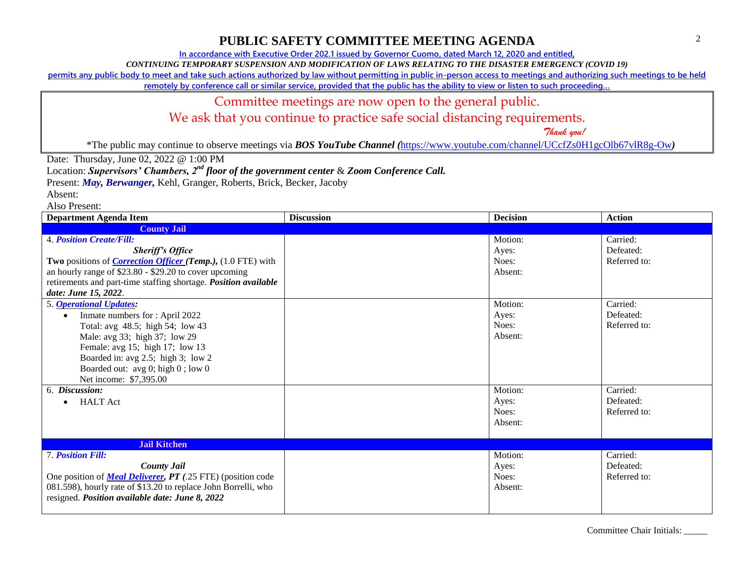# PUBLIC SAFETY COMMITTEE MEETING AGENDA

**In accordance with Executive Order 202.1 issued by Governor Cuomo, dated March 12, 2020 and entitled,**

***CONTINUING TEMPORARY SUSPENSION AND MODIFICATION OF LAWS RELATING TO THE DISASTER EMERGENCY (COVID 19)***

**permits any public body to meet and take such actions authorized by law without permitting in public in-person access to meetings and authorizing such meetings to be held remotely by conference call or similar service, provided that the public has the ability to view or listen to such proceeding…**

Committee meetings are now open to the general public.

We ask that you continue to practice safe social distancing requirements.

*Thank you!*

*The public may continue to observe meetings via ***BOS YouTube Channel (***https://www.youtube.com/channel/UCcfZs0H1gcOlb67vlR8g-Ow***)***

Date: Thursday, June 02, 2022 @ 1:00 PM

Location: ***Supervisors' Chambers, 2nd floor of the government center*** & ***Zoom Conference Call.***

Present: ***May, Berwanger,*** Kehl, Granger, Roberts, Brick, Becker, Jacoby

Absent:

Also Present:

| Department Agenda Item | Discussion | Decision | Action |
|---|---|---|---|
| **County Jail** | | | |
| 4. ***Position Create/Fill:*** ***Sheriff's Office*** **Two** positions of ***Correction Officer (Temp.),*** (1.0 FTE) with an hourly range of $23.80 - $29.20 to cover upcoming retirements and part-time staffing shortage. ***Position available date: June 15, 2022***. | | Motion: Ayes: Noes: Absent: | Carried: Defeated: Referred to: |
| 5. ***Operational Updates:*** • Inmate numbers for : April 2022 Total: avg 48.5; high 54; low 43 Male: avg 33; high 37; low 29 Female: avg 15; high 17; low 13 Boarded in: avg 2.5; high 3; low 2 Boarded out: avg 0; high 0 ; low 0 Net income: $7,395.00 | | Motion: Ayes: Noes: Absent: | Carried: Defeated: Referred to: |
| 6. ***Discussion:*** • HALT Act | | Motion: Ayes: Noes: Absent: | Carried: Defeated: Referred to: |
| **Jail Kitchen** | | | |
| 7. ***Position Fill:*** ***County Jail*** One position of ***Meal Deliverer, PT*** *(*.25 FTE) (position code 081.598), hourly rate of $13.20 to replace John Borrelli, who resigned. ***Position available date: June 8, 2022*** | | Motion: Ayes: Noes: Absent: | Carried: Defeated: Referred to: |

Committee Chair Initials: _____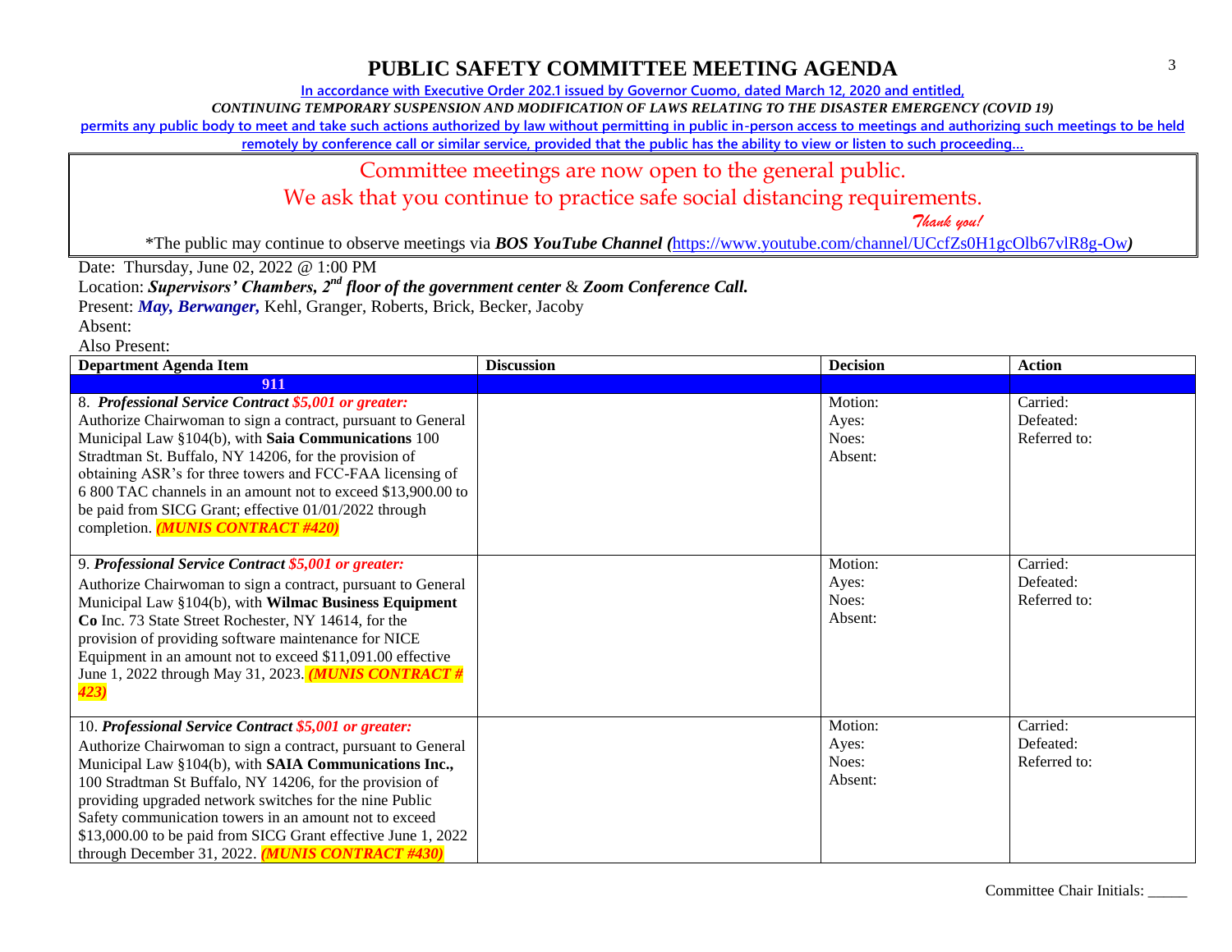# PUBLIC SAFETY COMMITTEE MEETING AGENDA

In accordance with Executive Order 202.1 issued by Governor Cuomo, dated March 12, 2020 and entitled,

*CONTINUING TEMPORARY SUSPENSION AND MODIFICATION OF LAWS RELATING TO THE DISASTER EMERGENCY (COVID 19)*

permits any public body to meet and take such actions authorized by law without permitting in public in-person access to meetings and authorizing such meetings to be held remotely by conference call or similar service, provided that the public has the ability to view or listen to such proceeding…

Committee meetings are now open to the general public.

We ask that you continue to practice safe social distancing requirements.

*Thank you!*

*The public may continue to observe meetings via ***BOS YouTube Channel (***https://www.youtube.com/channel/UCcfZs0H1gcOlb67vlR8g-Ow***)***

Date: Thursday, June 02, 2022 @ 1:00 PM

Location: ***Supervisors' Chambers, 2nd floor of the government center*** & ***Zoom Conference Call.***

Present: ***May, Berwanger,*** Kehl, Granger, Roberts, Brick, Becker, Jacoby

Absent:

Also Present:

| Department Agenda Item | Discussion | Decision | Action |
|---|---|---|---|
| **911** | | | |
| 8. ***Professional Service Contract $5,001 or greater:*** Authorize Chairwoman to sign a contract, pursuant to General Municipal Law §104(b), with **Saia Communications** 100 Stradtman St. Buffalo, NY 14206, for the provision of obtaining ASR's for three towers and FCC-FAA licensing of 6 800 TAC channels in an amount not to exceed $13,900.00 to be paid from SICG Grant; effective 01/01/2022 through completion. ***(MUNIS CONTRACT #420)*** | | Motion:<br>Ayes:<br>Noes:<br>Absent: | Carried:<br>Defeated:<br>Referred to: |
| 9. ***Professional Service Contract $5,001 or greater:*** Authorize Chairwoman to sign a contract, pursuant to General Municipal Law §104(b), with **Wilmac Business Equipment Co** Inc. 73 State Street Rochester, NY 14614, for the provision of providing software maintenance for NICE Equipment in an amount not to exceed $11,091.00 effective June 1, 2022 through May 31, 2023. ***(MUNIS CONTRACT # 423)*** | | Motion:<br>Ayes:<br>Noes:<br>Absent: | Carried:<br>Defeated:<br>Referred to: |
| 10. ***Professional Service Contract $5,001 or greater:*** Authorize Chairwoman to sign a contract, pursuant to General Municipal Law §104(b), with **SAIA Communications Inc.,** 100 Stradtman St Buffalo, NY 14206, for the provision of providing upgraded network switches for the nine Public Safety communication towers in an amount not to exceed $13,000.00 to be paid from SICG Grant effective June 1, 2022 through December 31, 2022. ***(MUNIS CONTRACT #430)*** | | Motion:<br>Ayes:<br>Noes:<br>Absent: | Carried:<br>Defeated:<br>Referred to: |

Committee Chair Initials: _____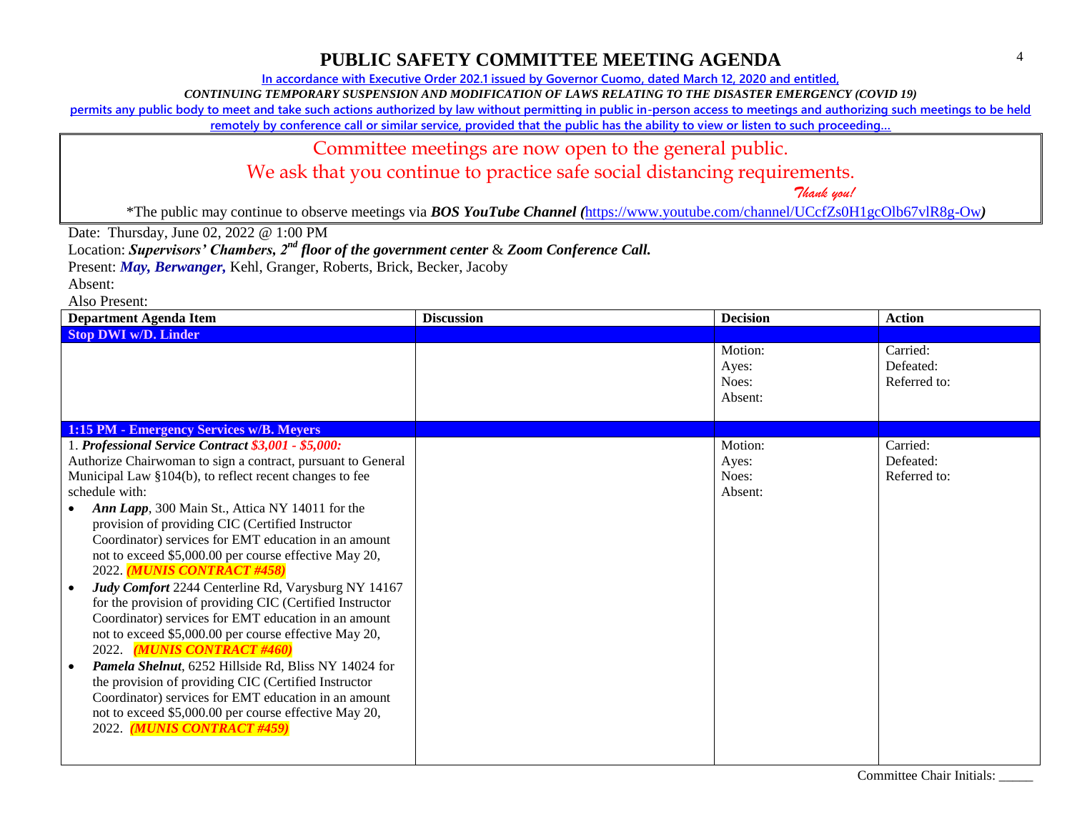# PUBLIC SAFETY COMMITTEE MEETING AGENDA

In accordance with Executive Order 202.1 issued by Governor Cuomo, dated March 12, 2020 and entitled,

*CONTINUING TEMPORARY SUSPENSION AND MODIFICATION OF LAWS RELATING TO THE DISASTER EMERGENCY (COVID 19)*

permits any public body to meet and take such actions authorized by law without permitting in public in-person access to meetings and authorizing such meetings to be held remotely by conference call or similar service, provided that the public has the ability to view or listen to such proceeding…

Committee meetings are now open to the general public.

We ask that you continue to practice safe social distancing requirements.

*Thank you!*

*The public may continue to observe meetings via ***BOS YouTube Channel (***https://www.youtube.com/channel/UCcfZs0H1gcOlb67vlR8g-Ow***)***

Date: Thursday, June 02, 2022 @ 1:00 PM

Location: ***Supervisors' Chambers, 2nd floor of the government center*** & ***Zoom Conference Call.***

Present: ***May, Berwanger,*** Kehl, Granger, Roberts, Brick, Becker, Jacoby

Absent:

Also Present:

| Department Agenda Item | Discussion | Decision | Action |
|---|---|---|---|
| **Stop DWI w/D. Linder** | | | |
| | | Motion:<br>Ayes:<br>Noes:<br>Absent: | Carried:<br>Defeated:<br>Referred to: |
| **1:15 PM - Emergency Services w/B. Meyers** | | | |
| 1. ***Professional Service Contract $3,001 - $5,000:*** Authorize Chairwoman to sign a contract, pursuant to General Municipal Law §104(b), to reflect recent changes to fee schedule with:<br>• ***Ann Lapp***, 300 Main St., Attica NY 14011 for the provision of providing CIC (Certified Instructor Coordinator) services for EMT education in an amount not to exceed $5,000.00 per course effective May 20, 2022. ***(MUNIS CONTRACT #458)***<br>• ***Judy Comfort*** 2244 Centerline Rd, Varysburg NY 14167 for the provision of providing CIC (Certified Instructor Coordinator) services for EMT education in an amount not to exceed $5,000.00 per course effective May 20, 2022. ***(MUNIS CONTRACT #460)***<br>• ***Pamela Shelnut***, 6252 Hillside Rd, Bliss NY 14024 for the provision of providing CIC (Certified Instructor Coordinator) services for EMT education in an amount not to exceed $5,000.00 per course effective May 20, 2022. ***(MUNIS CONTRACT #459)*** | | Motion:<br>Ayes:<br>Noes:<br>Absent: | Carried:<br>Defeated:<br>Referred to: |

Committee Chair Initials: _____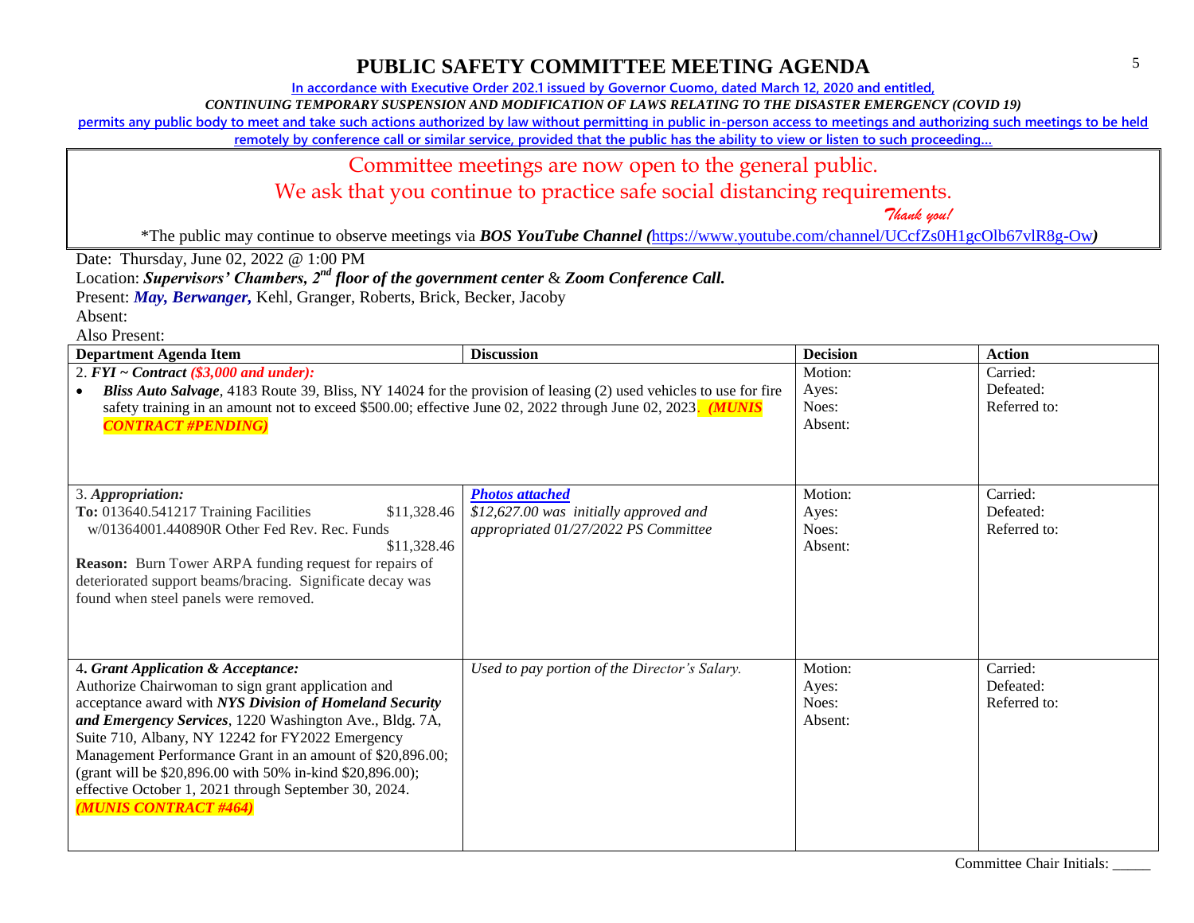# PUBLIC SAFETY COMMITTEE MEETING AGENDA

In accordance with Executive Order 202.1 issued by Governor Cuomo, dated March 12, 2020 and entitled,

*CONTINUING TEMPORARY SUSPENSION AND MODIFICATION OF LAWS RELATING TO THE DISASTER EMERGENCY (COVID 19)*

permits any public body to meet and take such actions authorized by law without permitting in public in-person access to meetings and authorizing such meetings to be held remotely by conference call or similar service, provided that the public has the ability to view or listen to such proceeding…

Committee meetings are now open to the general public.

We ask that you continue to practice safe social distancing requirements.

*Thank you!*

*The public may continue to observe meetings via ***BOS YouTube Channel*** (https://www.youtube.com/channel/UCcfZs0H1gcOlb67vlR8g-Ow)

Date: Thursday, June 02, 2022 @ 1:00 PM

Location: ***Supervisors' Chambers, 2nd floor of the government center*** & ***Zoom Conference Call.***

Present: ***May, Berwanger,*** Kehl, Granger, Roberts, Brick, Becker, Jacoby

Absent:

Also Present:

| Department Agenda Item | Discussion | Decision | Action |
|---|---|---|---|
| 2. ***FYI ~ Contract*** ***($3,000 and under):*** <br>• ***Bliss Auto Salvage***, 4183 Route 39, Bliss, NY 14024 for the provision of leasing (2) used vehicles to use for fire safety training in an amount not to exceed $500.00; effective June 02, 2022 through June 02, 2023. ***(MUNIS CONTRACT #PENDING)*** | | Motion:<br>Ayes:<br>Noes:<br>Absent: | Carried:<br>Defeated:<br>Referred to: |
| 3. ***Appropriation:***<br>**To:** 013640.541217 Training Facilities $11,328.46<br>w/01364001.440890R Other Fed Rev. Rec. Funds $11,328.46<br>**Reason:** Burn Tower ARPA funding request for repairs of deteriorated support beams/bracing. Significate decay was found when steel panels were removed. | ***Photos attached***<br>*$12,627.00 was initially approved and appropriated 01/27/2022 PS Committee* | Motion:<br>Ayes:<br>Noes:<br>Absent: | Carried:<br>Defeated:<br>Referred to: |
| 4**.** ***Grant Application & Acceptance:***<br>Authorize Chairwoman to sign grant application and acceptance award with ***NYS Division of Homeland Security and Emergency Services***, 1220 Washington Ave., Bldg. 7A, Suite 710, Albany, NY 12242 for FY2022 Emergency Management Performance Grant in an amount of $20,896.00; (grant will be $20,896.00 with 50% in-kind $20,896.00); effective October 1, 2021 through September 30, 2024. ***(MUNIS CONTRACT #464)*** | *Used to pay portion of the Director's Salary.* | Motion:<br>Ayes:<br>Noes:<br>Absent: | Carried:<br>Defeated:<br>Referred to: |

Committee Chair Initials: _____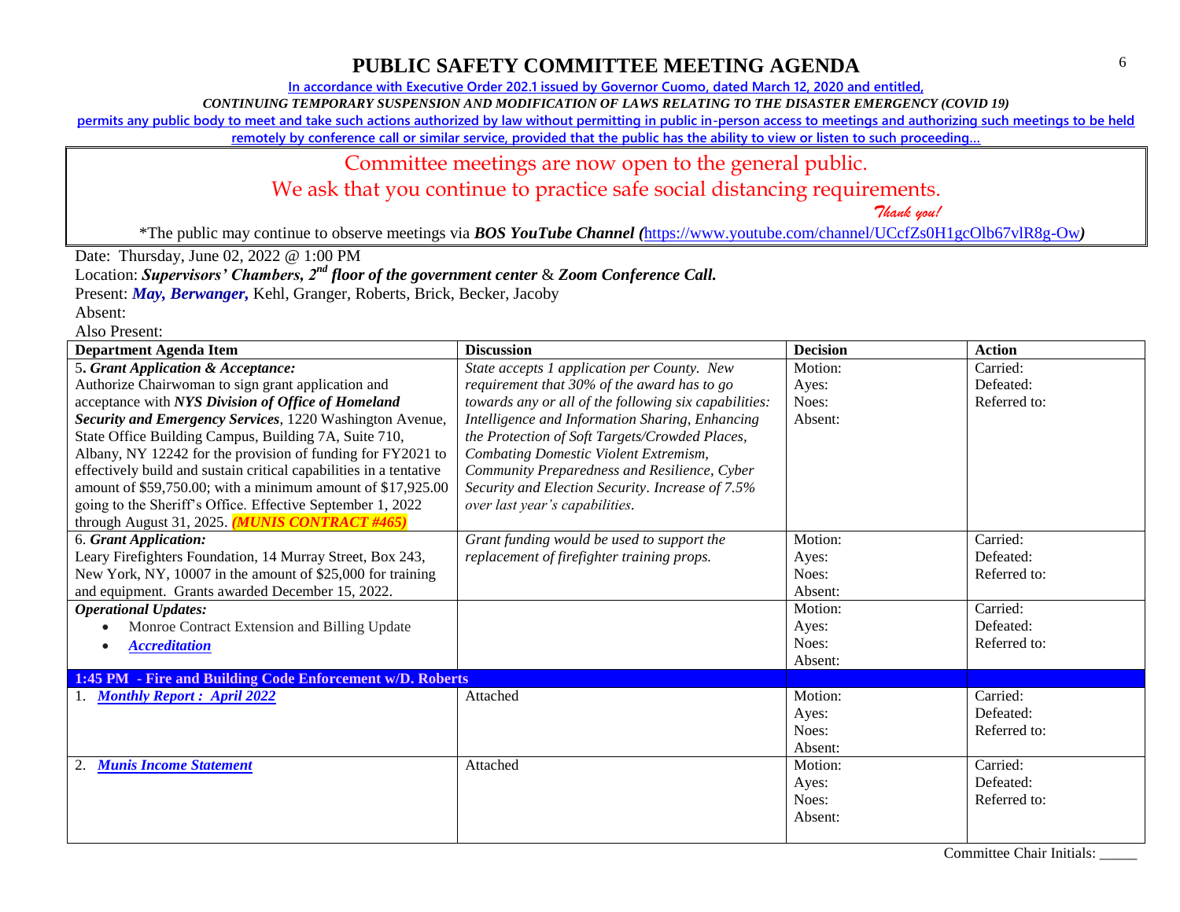# PUBLIC SAFETY COMMITTEE MEETING AGENDA

**In accordance with Executive Order 202.1 issued by Governor Cuomo, dated March 12, 2020 and entitled,**

***CONTINUING TEMPORARY SUSPENSION AND MODIFICATION OF LAWS RELATING TO THE DISASTER EMERGENCY (COVID 19)***

**permits any public body to meet and take such actions authorized by law without permitting in public in-person access to meetings and authorizing such meetings to be held remotely by conference call or similar service, provided that the public has the ability to view or listen to such proceeding…**

Committee meetings are now open to the general public.

We ask that you continue to practice safe social distancing requirements.

*Thank you!*

*The public may continue to observe meetings via ***BOS YouTube Channel (***https://www.youtube.com/channel/UCcfZs0H1gcOlb67vlR8g-Ow***)***

Date: Thursday, June 02, 2022 @ 1:00 PM

Location: ***Supervisors' Chambers, 2nd floor of the government center*** & ***Zoom Conference Call.***

Present: ***May, Berwanger,*** Kehl, Granger, Roberts, Brick, Becker, Jacoby

Absent:

Also Present:

| Department Agenda Item | Discussion | Decision | Action |
|---|---|---|---|
| 5. ***Grant Application & Acceptance:*** Authorize Chairwoman to sign grant application and acceptance with ***NYS Division of Office of Homeland Security and Emergency Services***, 1220 Washington Avenue, State Office Building Campus, Building 7A, Suite 710, Albany, NY 12242 for the provision of funding for FY2021 to effectively build and sustain critical capabilities in a tentative amount of $59,750.00; with a minimum amount of $17,925.00 going to the Sheriff's Office. Effective September 1, 2022 through August 31, 2025. ***(MUNIS CONTRACT #465)*** | *State accepts 1 application per County. New requirement that 30% of the award has to go towards any or all of the following six capabilities: Intelligence and Information Sharing, Enhancing the Protection of Soft Targets/Crowded Places, Combating Domestic Violent Extremism, Community Preparedness and Resilience, Cyber Security and Election Security. Increase of 7.5% over last year's capabilities.* | Motion:<br>Ayes:<br>Noes:<br>Absent: | Carried:<br>Defeated:<br>Referred to: |
| 6. ***Grant Application:*** Leary Firefighters Foundation, 14 Murray Street, Box 243, New York, NY, 10007 in the amount of $25,000 for training and equipment. Grants awarded December 15, 2022. | *Grant funding would be used to support the replacement of firefighter training props.* | Motion:<br>Ayes:<br>Noes:<br>Absent: | Carried:<br>Defeated:<br>Referred to: |
| ***Operational Updates:***<br>• Monroe Contract Extension and Billing Update<br>• ***Accreditation*** | | Motion:<br>Ayes:<br>Noes:<br>Absent: | Carried:<br>Defeated:<br>Referred to: |
| **1:45 PM - Fire and Building Code Enforcement w/D. Roberts** | | | |
| 1. ***Monthly Report : April 2022*** | Attached | Motion:<br>Ayes:<br>Noes:<br>Absent: | Carried:<br>Defeated:<br>Referred to: |
| 2. ***Munis Income Statement*** | Attached | Motion:<br>Ayes:<br>Noes:<br>Absent: | Carried:<br>Defeated:<br>Referred to: |

Committee Chair Initials: _____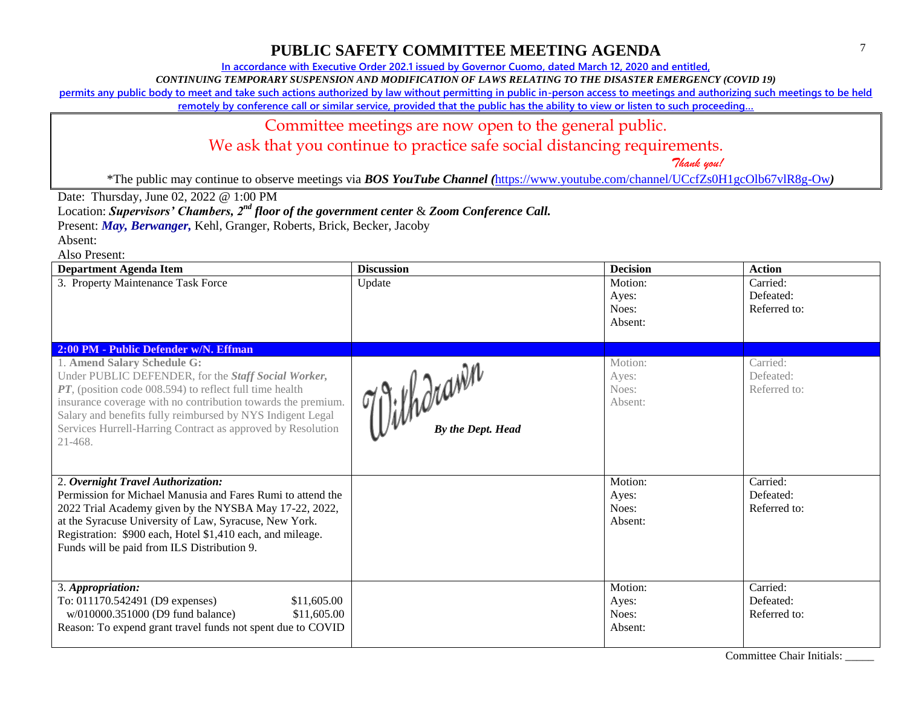# PUBLIC SAFETY COMMITTEE MEETING AGENDA

In accordance with Executive Order 202.1 issued by Governor Cuomo, dated March 12, 2020 and entitled,

*CONTINUING TEMPORARY SUSPENSION AND MODIFICATION OF LAWS RELATING TO THE DISASTER EMERGENCY (COVID 19)*

permits any public body to meet and take such actions authorized by law without permitting in public in-person access to meetings and authorizing such meetings to be held remotely by conference call or similar service, provided that the public has the ability to view or listen to such proceeding…

Committee meetings are now open to the general public.

We ask that you continue to practice safe social distancing requirements.

*Thank you!*

*The public may continue to observe meetings via ***BOS YouTube Channel*** *(*https://www.youtube.com/channel/UCcfZs0H1gcOlb67vlR8g-Ow*)*

Date: Thursday, June 02, 2022 @ 1:00 PM

Location: ***Supervisors' Chambers, 2nd floor of the government center*** & ***Zoom Conference Call.***

Present: ***May, Berwanger,*** Kehl, Granger, Roberts, Brick, Becker, Jacoby

Absent:

Also Present:

| Department Agenda Item | Discussion | Decision | Action |
|---|---|---|---|
| 3. Property Maintenance Task Force | Update | Motion:<br>Ayes:<br>Noes:<br>Absent: | Carried:<br>Defeated:<br>Referred to: |
| **2:00 PM - Public Defender w/N. Effman** | | | |
| 1. **Amend Salary Schedule G:**<br>Under PUBLIC DEFENDER, for the ***Staff Social Worker, PT***, (position code 008.594) to reflect full time health insurance coverage with no contribution towards the premium. Salary and benefits fully reimbursed by NYS Indigent Legal Services Hurrell-Harring Contract as approved by Resolution 21-468. | Withdrawn<br>***By the Dept. Head*** | Motion:<br>Ayes:<br>Noes:<br>Absent: | Carried:<br>Defeated:<br>Referred to: |
| 2. ***Overnight Travel Authorization:***<br>Permission for Michael Manusia and Fares Rumi to attend the 2022 Trial Academy given by the NYSBA May 17-22, 2022, at the Syracuse University of Law, Syracuse, New York. Registration: $900 each, Hotel $1,410 each, and mileage. Funds will be paid from ILS Distribution 9. | | Motion:<br>Ayes:<br>Noes:<br>Absent: | Carried:<br>Defeated:<br>Referred to: |
| 3. ***Appropriation:***<br>To: 011170.542491 (D9 expenses) $11,605.00<br>w/010000.351000 (D9 fund balance) $11,605.00<br>Reason: To expend grant travel funds not spent due to COVID | | Motion:<br>Ayes:<br>Noes:<br>Absent: | Carried:<br>Defeated:<br>Referred to: |

Committee Chair Initials: _____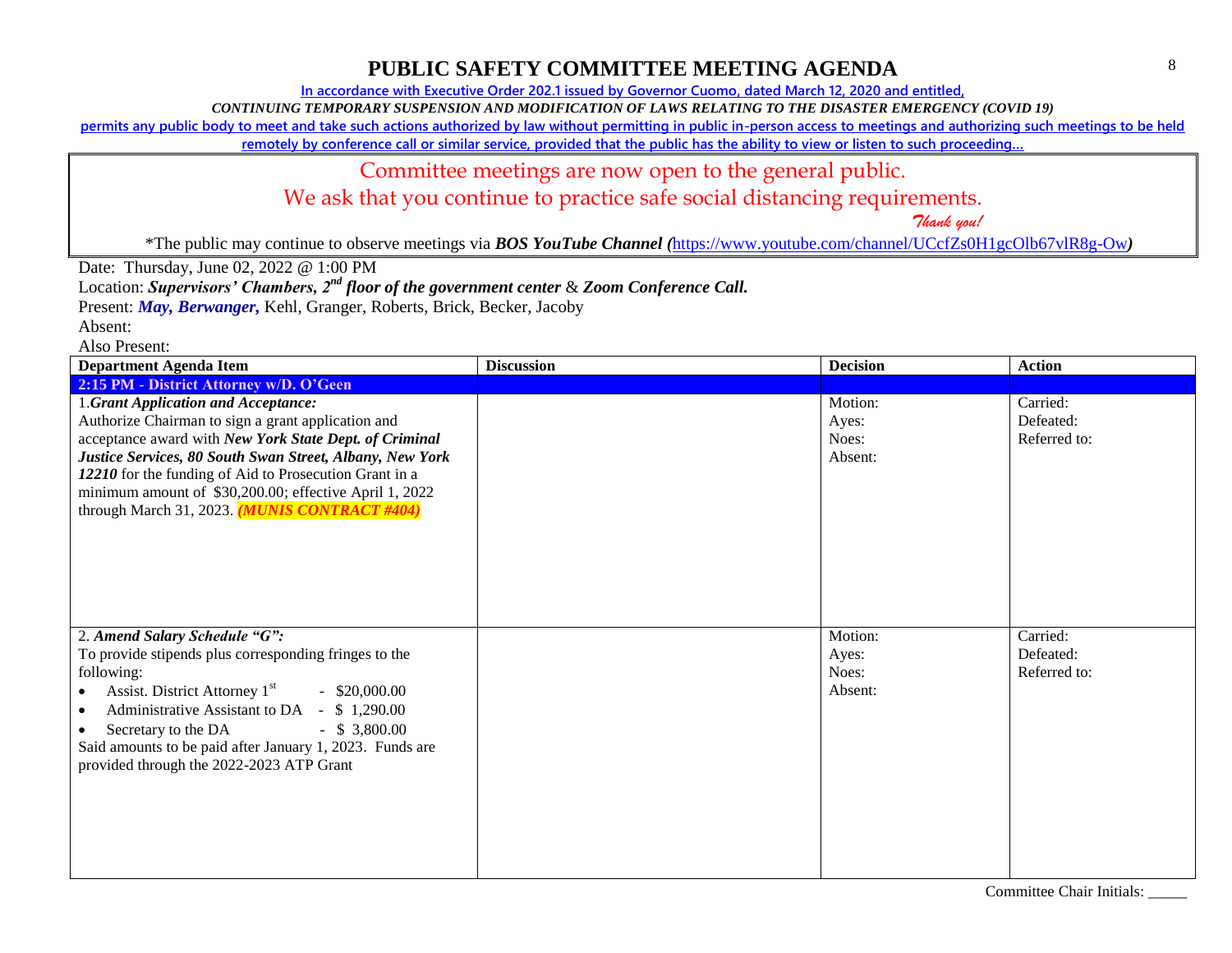# PUBLIC SAFETY COMMITTEE MEETING AGENDA

In accordance with Executive Order 202.1 issued by Governor Cuomo, dated March 12, 2020 and entitled,

*CONTINUING TEMPORARY SUSPENSION AND MODIFICATION OF LAWS RELATING TO THE DISASTER EMERGENCY (COVID 19)*

permits any public body to meet and take such actions authorized by law without permitting in public in-person access to meetings and authorizing such meetings to be held remotely by conference call or similar service, provided that the public has the ability to view or listen to such proceeding…

Committee meetings are now open to the general public.

We ask that you continue to practice safe social distancing requirements.

*Thank you!*

*The public may continue to observe meetings via ***BOS YouTube Channel*** (https://www.youtube.com/channel/UCcfZs0H1gcOlb67vlR8g-Ow)

Date: Thursday, June 02, 2022 @ 1:00 PM

Location: ***Supervisors' Chambers, 2nd floor of the government center*** & ***Zoom Conference Call.***

Present: ***May, Berwanger,*** Kehl, Granger, Roberts, Brick, Becker, Jacoby

Absent:

Also Present:

| Department Agenda Item | Discussion | Decision | Action |
|---|---|---|---|
| **2:15 PM - District Attorney w/D. O'Geen** | | | |
| 1.***Grant Application and Acceptance:*** Authorize Chairman to sign a grant application and acceptance award with ***New York State Dept. of Criminal Justice Services, 80 South Swan Street, Albany, New York 12210*** for the funding of Aid to Prosecution Grant in a minimum amount of $30,200.00; effective April 1, 2022 through March 31, 2023. ***(MUNIS CONTRACT #404)*** | | Motion:<br>Ayes:<br>Noes:<br>Absent: | Carried:<br>Defeated:<br>Referred to: |
| 2. ***Amend Salary Schedule "G":*** To provide stipends plus corresponding fringes to the following:<br>• Assist. District Attorney 1st - $20,000.00<br>• Administrative Assistant to DA - $ 1,290.00<br>• Secretary to the DA - $ 3,800.00<br>Said amounts to be paid after January 1, 2023. Funds are provided through the 2022-2023 ATP Grant | | Motion:<br>Ayes:<br>Noes:<br>Absent: | Carried:<br>Defeated:<br>Referred to: |

Committee Chair Initials: _____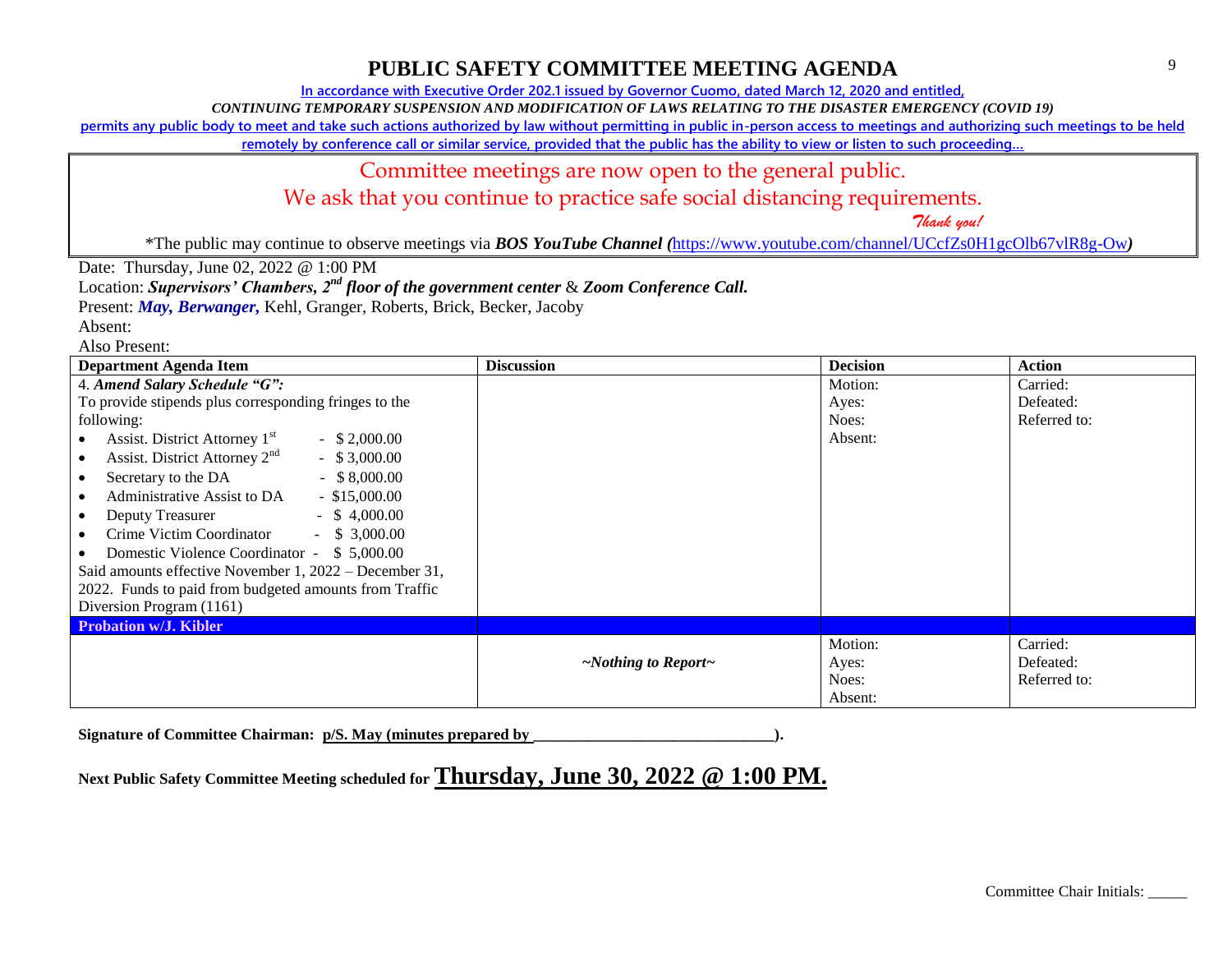# PUBLIC SAFETY COMMITTEE MEETING AGENDA

In accordance with Executive Order 202.1 issued by Governor Cuomo, dated March 12, 2020 and entitled,

*CONTINUING TEMPORARY SUSPENSION AND MODIFICATION OF LAWS RELATING TO THE DISASTER EMERGENCY (COVID 19)*

permits any public body to meet and take such actions authorized by law without permitting in public in-person access to meetings and authorizing such meetings to be held remotely by conference call or similar service, provided that the public has the ability to view or listen to such proceeding…

Committee meetings are now open to the general public.

We ask that you continue to practice safe social distancing requirements.

*Thank you!*

*The public may continue to observe meetings via ***BOS YouTube Channel*** *(*https://www.youtube.com/channel/UCcfZs0H1gcOlb67vlR8g-Ow*)*

Date: Thursday, June 02, 2022 @ 1:00 PM

Location: ***Supervisors' Chambers, 2nd floor of the government center*** & ***Zoom Conference Call.***

Present: ***May, Berwanger,*** Kehl, Granger, Roberts, Brick, Becker, Jacoby

Absent:

Also Present:

| Department Agenda Item | Discussion | Decision | Action |
|---|---|---|---|
| 4. ***Amend Salary Schedule "G":*** To provide stipends plus corresponding fringes to the following: <br>• Assist. District Attorney 1st - $ 2,000.00 <br>• Assist. District Attorney 2nd - $ 3,000.00 <br>• Secretary to the DA - $ 8,000.00 <br>• Administrative Assist to DA - $15,000.00 <br>• Deputy Treasurer - $ 4,000.00 <br>• Crime Victim Coordinator - $ 3,000.00 <br>• Domestic Violence Coordinator - $ 5,000.00 <br>Said amounts effective November 1, 2022 – December 31, 2022. Funds to paid from budgeted amounts from Traffic Diversion Program (1161) | | Motion: <br>Ayes: <br>Noes: <br>Absent: | Carried: <br>Defeated: <br>Referred to: |
| **Probation w/J. Kibler** | | | |
| | *~Nothing to Report~* | Motion: <br>Ayes: <br>Noes: <br>Absent: | Carried: <br>Defeated: <br>Referred to: |

**Signature of Committee Chairman: p/S. May (minutes prepared by \_\_\_\_\_\_\_\_\_\_\_\_\_\_\_\_\_\_\_\_\_\_\_\_\_\_\_\_\_\_).**

**Next Public Safety Committee Meeting scheduled for Thursday, June 30, 2022 @ 1:00 PM.**

Committee Chair Initials: \_\_\_\_\_